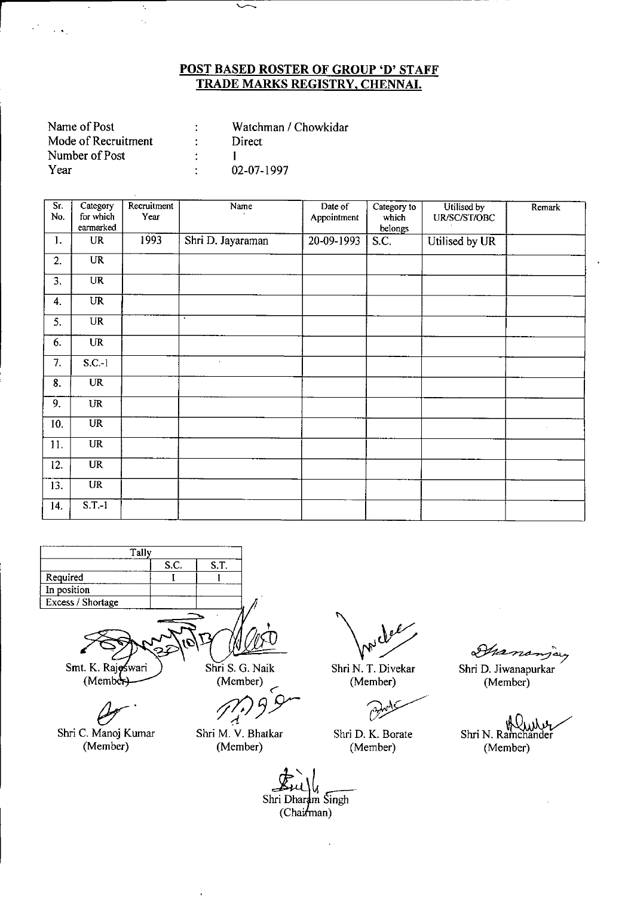## POST BASED ROSTER OF GROUP 'D' STAFF
## TRADE MARKS REGISTRY, CHENNAI.

| | | |
|---|---|---|
| Name of Post | : | Watchman / Chowkidar |
| Mode of Recruitment | : | Direct |
| Number of Post | : | 1 |
| Year | : | 02-07-1997 |

| Sr. No. | Category for which earmarked | Recruitment Year | Name | Date of Appointment | Category to which belongs | Utilised by UR/SC/ST/OBC | Remark |
|---|---|---|---|---|---|---|---|
| 1. | UR | 1993 | Shri D. Jayaraman | 20-09-1993 | S.C. | Utilised by UR | |
| 2. | UR | | | | | | |
| 3. | UR | | | | | | |
| 4. | UR | | | | | | |
| 5. | UR | | | | | | |
| 6. | UR | | | | | | |
| 7. | S.C.-1 | | | | | | |
| 8. | UR | | | | | | |
| 9. | UR | | | | | | |
| 10. | UR | | | | | | |
| 11. | UR | | | | | | |
| 12. | UR | | | | | | |
| 13. | UR | | | | | | |
| 14. | S.T.-1 | | | | | | |

| Tally | S.C. | S.T. |
|---|---|---|
| Required | 1 | 1 |
| In position | | |
| Excess / Shortage | | |

Smt. K. Rajeswari (Member) | Shri S. G. Naik (Member) | Shri N. T. Divekar (Member) | Shri D. Jiwanapurkar (Member)

Shri C. Manoj Kumar (Member) | Shri M. V. Bhatkar (Member) | Shri D. K. Borate (Member) | Shri N. Ramchander (Member)

Shri Dharam Singh (Chairman)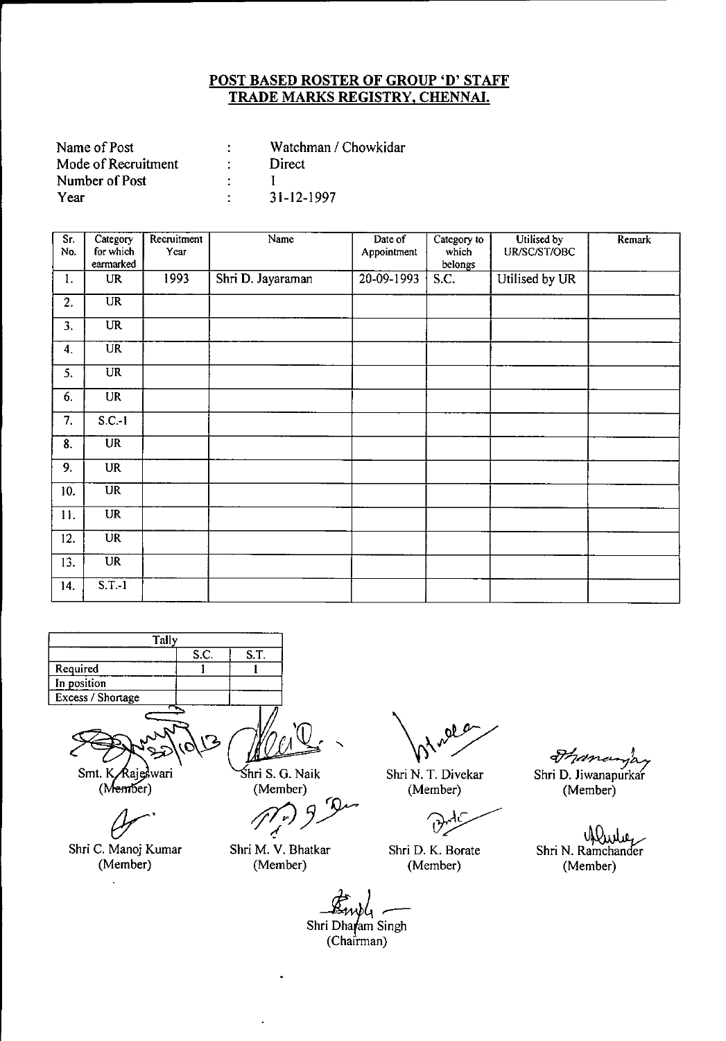**POST BASED ROSTER OF GROUP 'D' STAFF**
**TRADE MARKS REGISTRY, CHENNAI.**

| | | |
|---|---|---|
| Name of Post | : | Watchman / Chowkidar |
| Mode of Recruitment | : | Direct |
| Number of Post | : | 1 |
| Year | : | 31-12-1997 |

| Sr. No. | Category for which earmarked | Recruitment Year | Name | Date of Appointment | Category to which belongs | Utilised by UR/SC/ST/OBC | Remark |
|---|---|---|---|---|---|---|---|
| 1. | UR | 1993 | Shri D. Jayaraman | 20-09-1993 | S.C. | Utilised by UR | |
| 2. | UR | | | | | | |
| 3. | UR | | | | | | |
| 4. | UR | | | | | | |
| 5. | UR | | | | | | |
| 6. | UR | | | | | | |
| 7. | S.C.-1 | | | | | | |
| 8. | UR | | | | | | |
| 9. | UR | | | | | | |
| 10. | UR | | | | | | |
| 11. | UR | | | | | | |
| 12. | UR | | | | | | |
| 13. | UR | | | | | | |
| 14. | S.T.-1 | | | | | | |

| Tally | S.C. | S.T. |
|---|---|---|
| Required | 1 | 1 |
| In position | | |
| Excess / Shortage | | |

Smt. K. Rajeswari (Member) — Shri S. G. Naik (Member) — Shri N. T. Divekar (Member) — Shri D. Jiwanapurkar (Member)

Shri C. Manoj Kumar (Member) — Shri M. V. Bhatkar (Member) — Shri D. K. Borate (Member) — Shri N. Ramchander (Member)

Shri Dharam Singh (Chairman)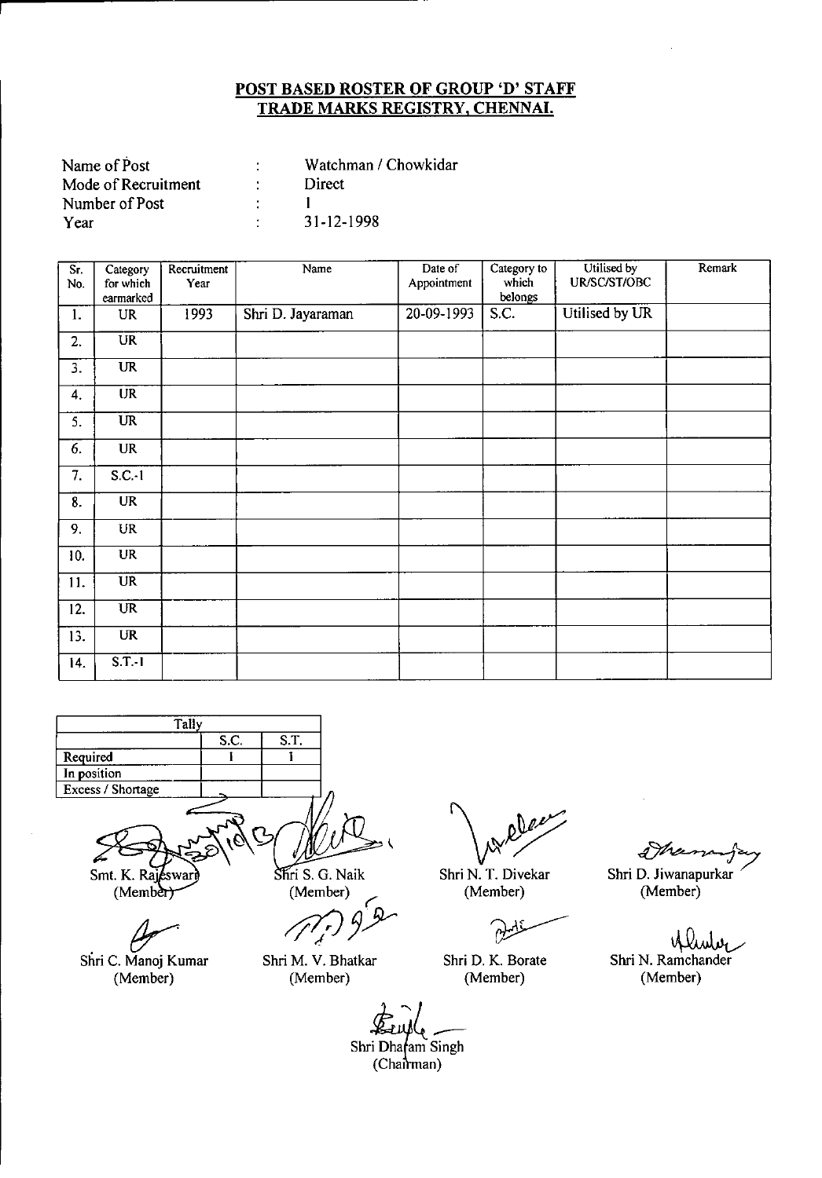## POST BASED ROSTER OF GROUP 'D' STAFF
## TRADE MARKS REGISTRY, CHENNAI.

| | | |
|---|---|---|
| Name of Post | : | Watchman / Chowkidar |
| Mode of Recruitment | : | Direct |
| Number of Post | : | 1 |
| Year | : | 31-12-1998 |

| Sr. No. | Category for which earmarked | Recruitment Year | Name | Date of Appointment | Category to which belongs | Utilised by UR/SC/ST/OBC | Remark |
|---|---|---|---|---|---|---|---|
| 1. | UR | 1993 | Shri D. Jayaraman | 20-09-1993 | S.C. | Utilised by UR | |
| 2. | UR | | | | | | |
| 3. | UR | | | | | | |
| 4. | UR | | | | | | |
| 5. | UR | | | | | | |
| 6. | UR | | | | | | |
| 7. | S.C.-1 | | | | | | |
| 8. | UR | | | | | | |
| 9. | UR | | | | | | |
| 10. | UR | | | | | | |
| 11. | UR | | | | | | |
| 12. | UR | | | | | | |
| 13. | UR | | | | | | |
| 14. | S.T.-1 | | | | | | |

| Tally | S.C. | S.T. |
|---|---|---|
| Required | 1 | 1 |
| In position | | |
| Excess / Shortage | | |

Smt. K. Rajeswari (Member) | Shri S. G. Naik (Member) | Shri N. T. Divekar (Member) | Shri D. Jiwanapurkar (Member)

Shri C. Manoj Kumar (Member) | Shri M. V. Bhatkar (Member) | Shri D. K. Borate (Member) | Shri N. Ramchander (Member)

Shri Dharam Singh (Chairman)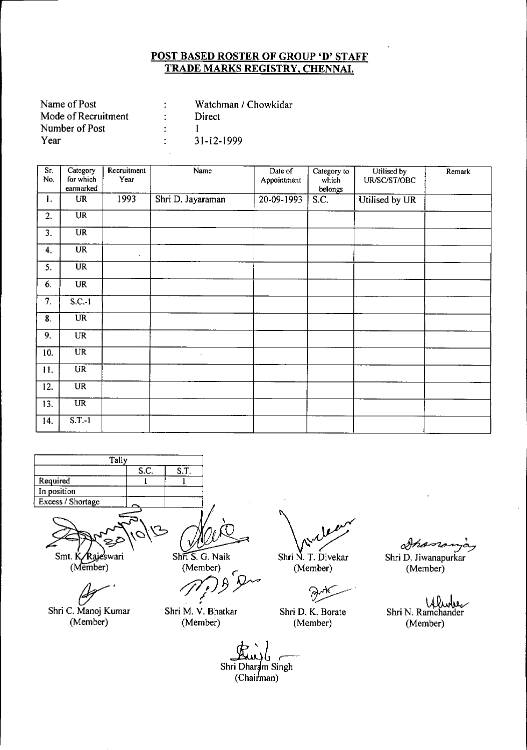## POST BASED ROSTER OF GROUP 'D' STAFF
## TRADE MARKS REGISTRY, CHENNAI.

| | | |
|---|---|---|
| Name of Post | : | Watchman / Chowkidar |
| Mode of Recruitment | : | Direct |
| Number of Post | : | 1 |
| Year | : | 31-12-1999 |

| Sr. No. | Category for which earmarked | Recruitment Year | Name | Date of Appointment | Category to which belongs | Utilised by UR/SC/ST/OBC | Remark |
|---|---|---|---|---|---|---|---|
| 1. | UR | 1993 | Shri D. Jayaraman | 20-09-1993 | S.C. | Utilised by UR | |
| 2. | UR | | | | | | |
| 3. | UR | | | | | | |
| 4. | UR | | | | | | |
| 5. | UR | | | | | | |
| 6. | UR | | | | | | |
| 7. | S.C.-1 | | | | | | |
| 8. | UR | | | | | | |
| 9. | UR | | | | | | |
| 10. | UR | | | | | | |
| 11. | UR | | | | | | |
| 12. | UR | | | | | | |
| 13. | UR | | | | | | |
| 14. | S.T.-1 | | | | | | |

| Tally | S.C. | S.T. |
|---|---|---|
| Required | 1 | 1 |
| In position | | |
| Excess / Shortage | | |

Smt. K. Rajeswari (Member) — 20/10/13

Shri S. G. Naik (Member)

Shri N. T. Divekar (Member)

Shri D. Jiwanapurkar (Member)

Shri C. Manoj Kumar (Member)

Shri M. V. Bhatkar (Member)

Shri D. K. Borate (Member)

Shri N. Ramchander (Member)

Shri Dharam Singh (Chairman)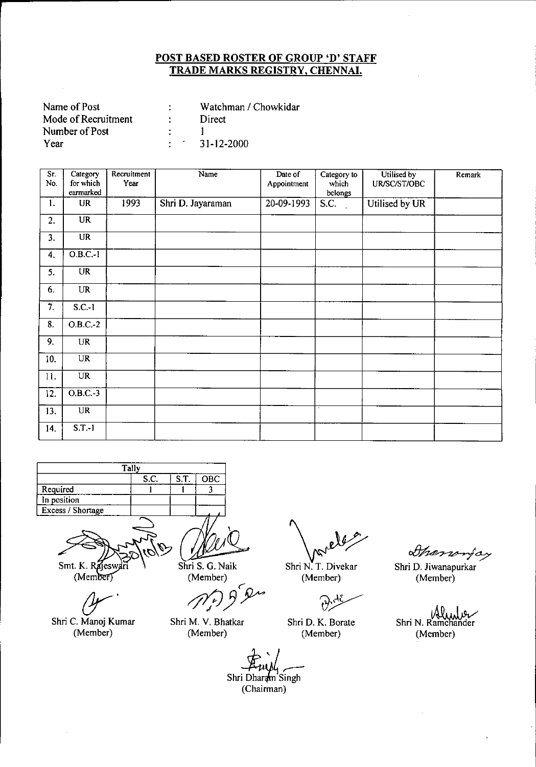## POST BASED ROSTER OF GROUP 'D' STAFF
## TRADE MARKS REGISTRY, CHENNAI.

Name of Post : Watchman / Chowkidar
Mode of Recruitment : Direct
Number of Post : 1
Year : 31-12-2000

| Sr. No. | Category for which earmarked | Recruitment Year | Name | Date of Appointment | Category to which belongs | Utilised by UR/SC/ST/OBC | Remark |
|---|---|---|---|---|---|---|---|
| 1. | UR | 1993 | Shri D. Jayaraman | 20-09-1993 | S.C. | Utilised by UR | |
| 2. | UR | | | | | | |
| 3. | UR | | | | | | |
| 4. | O.B.C.-1 | | | | | | |
| 5. | UR | | | | | | |
| 6. | UR | | | | | | |
| 7. | S.C.-1 | | | | | | |
| 8. | O.B.C.-2 | | | | | | |
| 9. | UR | | | | | | |
| 10. | UR | | | | | | |
| 11. | UR | | | | | | |
| 12. | O.B.C.-3 | | | | | | |
| 13. | UR | | | | | | |
| 14. | S.T.-1 | | | | | | |

| Tally | S.C. | S.T. | OBC |
|---|---|---|---|
| Required | 1 | 1 | 3 |
| In position | | | |
| Excess / Shortage | | | |

Smt. K. Rajeswari (Member)
Shri S. G. Naik (Member)
Shri N. T. Divekar (Member)
Shri D. Jiwanapurkar (Member)

Shri C. Manoj Kumar (Member)
Shri M. V. Bhatkar (Member)
Shri D. K. Borate (Member)
Shri N. Ramchander (Member)

Shri Dharam Singh (Chairman)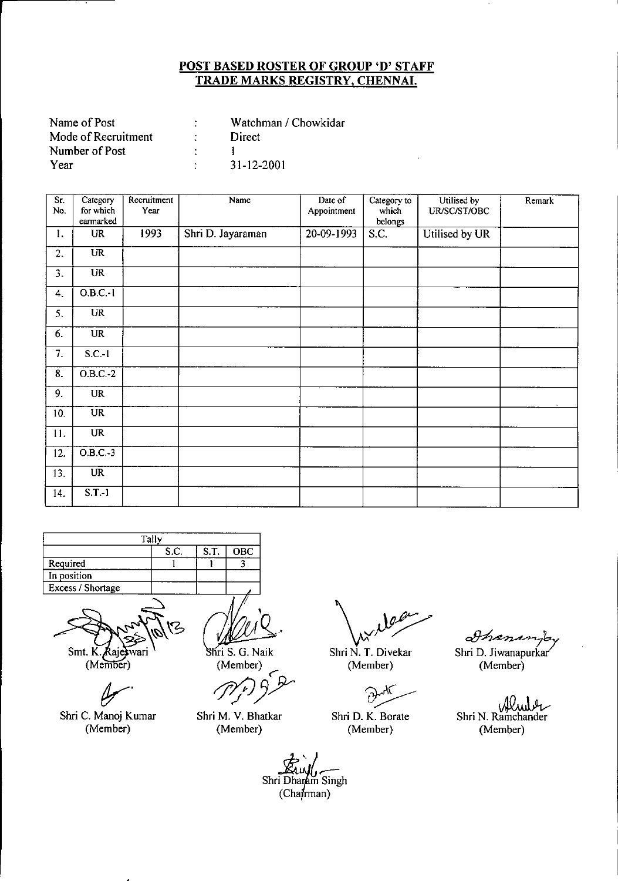**POST BASED ROSTER OF GROUP 'D' STAFF**
**TRADE MARKS REGISTRY, CHENNAI.**

Name of Post : Watchman / Chowkidar
Mode of Recruitment : Direct
Number of Post : 1
Year : 31-12-2001

| Sr. No. | Category for which earmarked | Recruitment Year | Name | Date of Appointment | Category to which belongs | Utilised by UR/SC/ST/OBC | Remark |
|---|---|---|---|---|---|---|---|
| 1. | UR | 1993 | Shri D. Jayaraman | 20-09-1993 | S.C. | Utilised by UR | |
| 2. | UR | | | | | | |
| 3. | UR | | | | | | |
| 4. | O.B.C.-1 | | | | | | |
| 5. | UR | | | | | | |
| 6. | UR | | | | | | |
| 7. | S.C.-1 | | | | | | |
| 8. | O.B.C.-2 | | | | | | |
| 9. | UR | | | | | | |
| 10. | UR | | | | | | |
| 11. | UR | | | | | | |
| 12. | O.B.C.-3 | | | | | | |
| 13. | UR | | | | | | |
| 14. | S.T.-1 | | | | | | |

| Tally | | | |
|---|---|---|---|
| | S.C. | S.T. | OBC |
| Required | 1 | 1 | 3 |
| In position | | | |
| Excess / Shortage | | | |

Smt. K. Rajeswari (Member) &nbsp;&nbsp; Shri S. G. Naik (Member) &nbsp;&nbsp; Shri N. T. Divekar (Member) &nbsp;&nbsp; Shri D. Jiwanapurkar (Member)

Shri C. Manoj Kumar (Member) &nbsp;&nbsp; Shri M. V. Bhatkar (Member) &nbsp;&nbsp; Shri D. K. Borate (Member) &nbsp;&nbsp; Shri N. Ramchander (Member)

Shri Dharam Singh (Chairman)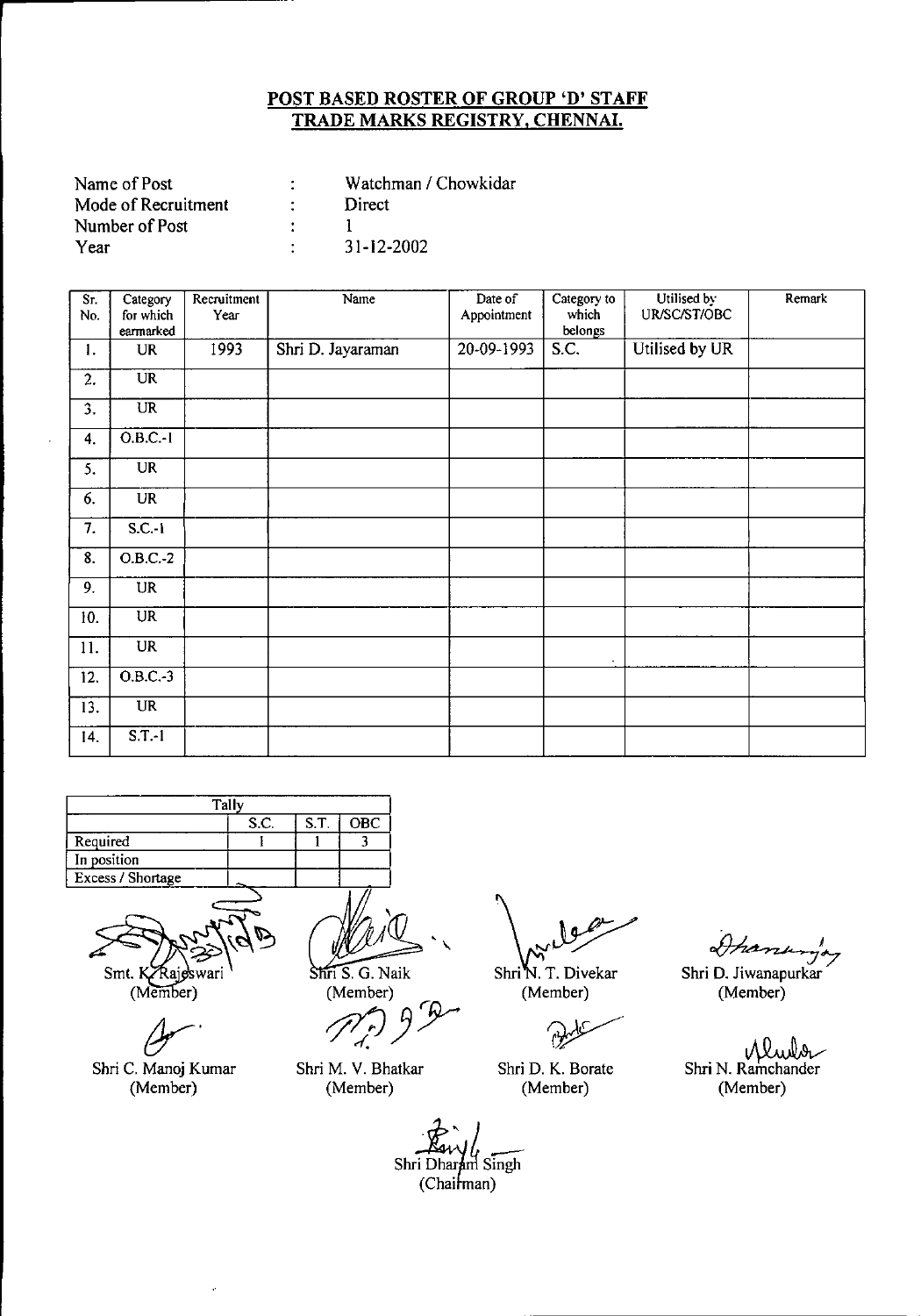**POST BASED ROSTER OF GROUP 'D' STAFF**
**TRADE MARKS REGISTRY, CHENNAI.**

| | | |
|---|---|---|
| Name of Post | : | Watchman / Chowkidar |
| Mode of Recruitment | : | Direct |
| Number of Post | : | 1 |
| Year | : | 31-12-2002 |

| Sr. No. | Category for which earmarked | Recruitment Year | Name | Date of Appointment | Category to which belongs | Utilised by UR/SC/ST/OBC | Remark |
|---|---|---|---|---|---|---|---|
| 1. | UR | 1993 | Shri D. Jayaraman | 20-09-1993 | S.C. | Utilised by UR | |
| 2. | UR | | | | | | |
| 3. | UR | | | | | | |
| 4. | O.B.C.-1 | | | | | | |
| 5. | UR | | | | | | |
| 6. | UR | | | | | | |
| 7. | S.C.-1 | | | | | | |
| 8. | O.B.C.-2 | | | | | | |
| 9. | UR | | | | | | |
| 10. | UR | | | | | | |
| 11. | UR | | | | | | |
| 12. | O.B.C.-3 | | | | | | |
| 13. | UR | | | | | | |
| 14. | S.T.-1 | | | | | | |

| Tally | S.C. | S.T. | OBC |
|---|---|---|---|
| Required | 1 | 1 | 3 |
| In position | | | |
| Excess / Shortage | | | |

Smt. K. Rajeswari (Member) | Shri S. G. Naik (Member) | Shri N. T. Divekar (Member) | Shri D. Jiwanapurkar (Member)

Shri C. Manoj Kumar (Member) | Shri M. V. Bhatkar (Member) | Shri D. K. Borate (Member) | Shri N. Ramchander (Member)

Shri Dharam Singh (Chairman)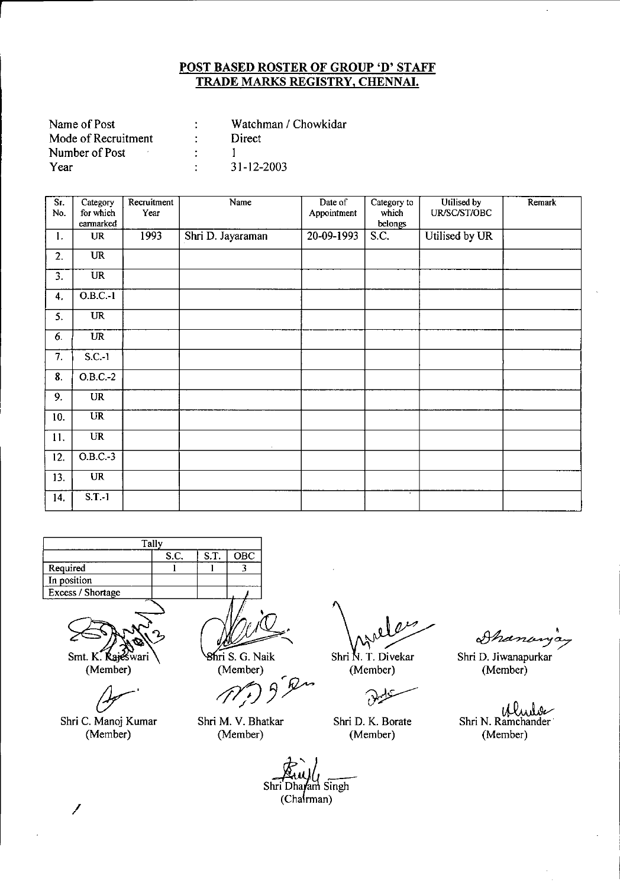**POST BASED ROSTER OF GROUP 'D' STAFF**
**TRADE MARKS REGISTRY, CHENNAI.**

Name of Post : Watchman / Chowkidar
Mode of Recruitment : Direct
Number of Post : 1
Year : 31-12-2003

| Sr. No. | Category for which earmarked | Recruitment Year | Name | Date of Appointment | Category to which belongs | Utilised by UR/SC/ST/OBC | Remark |
|---|---|---|---|---|---|---|---|
| 1. | UR | 1993 | Shri D. Jayaraman | 20-09-1993 | S.C. | Utilised by UR | |
| 2. | UR | | | | | | |
| 3. | UR | | | | | | |
| 4. | O.B.C.-1 | | | | | | |
| 5. | UR | | | | | | |
| 6. | UR | | | | | | |
| 7. | S.C.-1 | | | | | | |
| 8. | O.B.C.-2 | | | | | | |
| 9. | UR | | | | | | |
| 10. | UR | | | | | | |
| 11. | UR | | | | | | |
| 12. | O.B.C.-3 | | | | | | |
| 13. | UR | | | | | | |
| 14. | S.T.-1 | | | | | | |

| Tally | S.C. | S.T. | OBC |
|---|---|---|---|
| Required | 1 | 1 | 3 |
| In position | | | |
| Excess / Shortage | | | |

Smt. K. Rajeswari (Member)

Shri S. G. Naik (Member)

Shri N. T. Divekar (Member)

Shri D. Jiwanapurkar (Member)

Shri C. Manoj Kumar (Member)

Shri M. V. Bhatkar (Member)

Shri D. K. Borate (Member)

Shri N. Ramchander (Member)

Shri Dharam Singh (Chairman)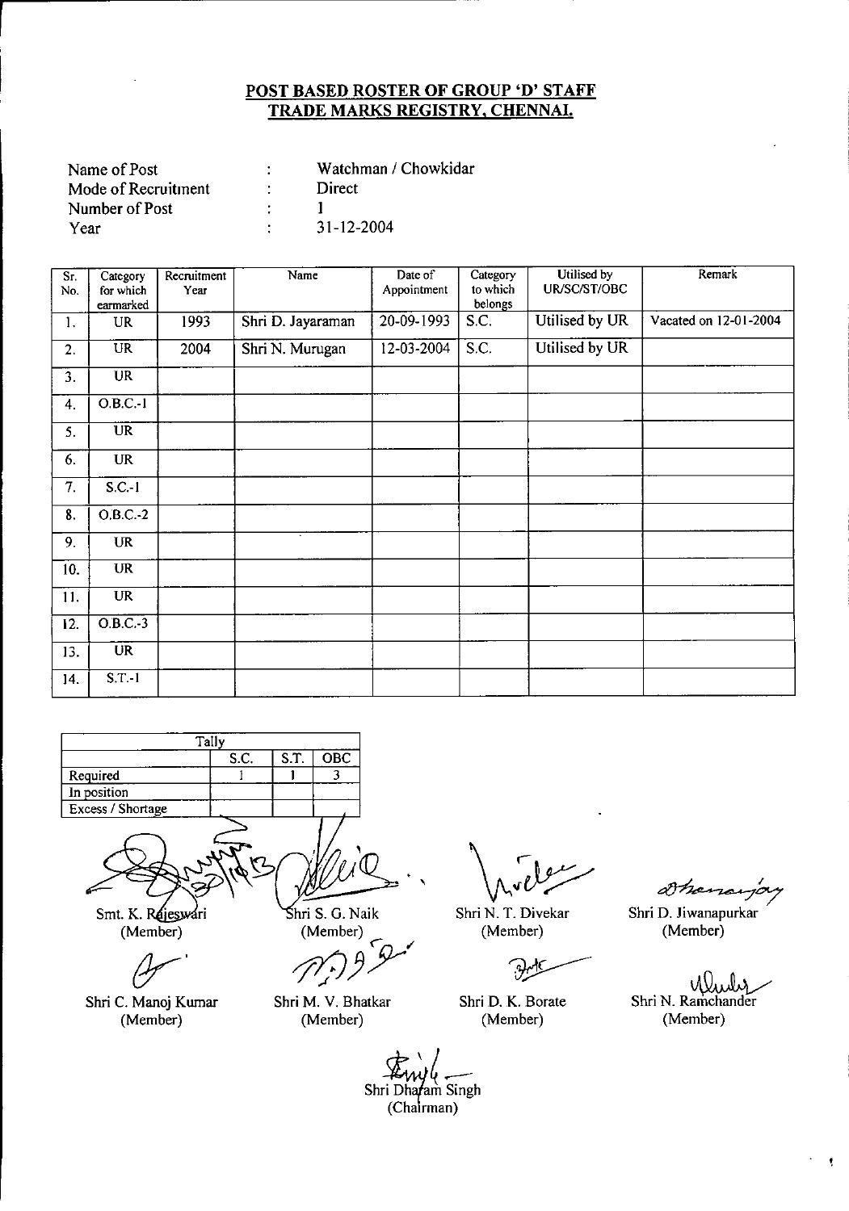# POST BASED ROSTER OF GROUP 'D' STAFF
# TRADE MARKS REGISTRY, CHENNAI.

| | | |
|---|---|---|
| Name of Post | : | Watchman / Chowkidar |
| Mode of Recruitment | : | Direct |
| Number of Post | : | 1 |
| Year | : | 31-12-2004 |

| Sr. No. | Category for which earmarked | Recruitment Year | Name | Date of Appointment | Category to which belongs | Utilised by UR/SC/ST/OBC | Remark |
|---|---|---|---|---|---|---|---|
| 1. | UR | 1993 | Shri D. Jayaraman | 20-09-1993 | S.C. | Utilised by UR | Vacated on 12-01-2004 |
| 2. | UR | 2004 | Shri N. Murugan | 12-03-2004 | S.C. | Utilised by UR | |
| 3. | UR | | | | | | |
| 4. | O.B.C.-1 | | | | | | |
| 5. | UR | | | | | | |
| 6. | UR | | | | | | |
| 7. | S.C.-1 | | | | | | |
| 8. | O.B.C.-2 | | | | | | |
| 9. | UR | | | | | | |
| 10. | UR | | | | | | |
| 11. | UR | | | | | | |
| 12. | O.B.C.-3 | | | | | | |
| 13. | UR | | | | | | |
| 14. | S.T.-1 | | | | | | |

| Tally | | | |
|---|---|---|---|
| | S.C. | S.T. | OBC |
| Required | 1 | 1 | 3 |
| In position | | | |
| Excess / Shortage | | | |

Smt. K. Rajeswari (Member) | Shri S. G. Naik (Member) | Shri N. T. Divekar (Member) | Shri D. Jiwanapurkar (Member)

Shri C. Manoj Kumar (Member) | Shri M. V. Bhatkar (Member) | Shri D. K. Borate (Member) | Shri N. Ramchander (Member)

Shri Dharam Singh (Chairman)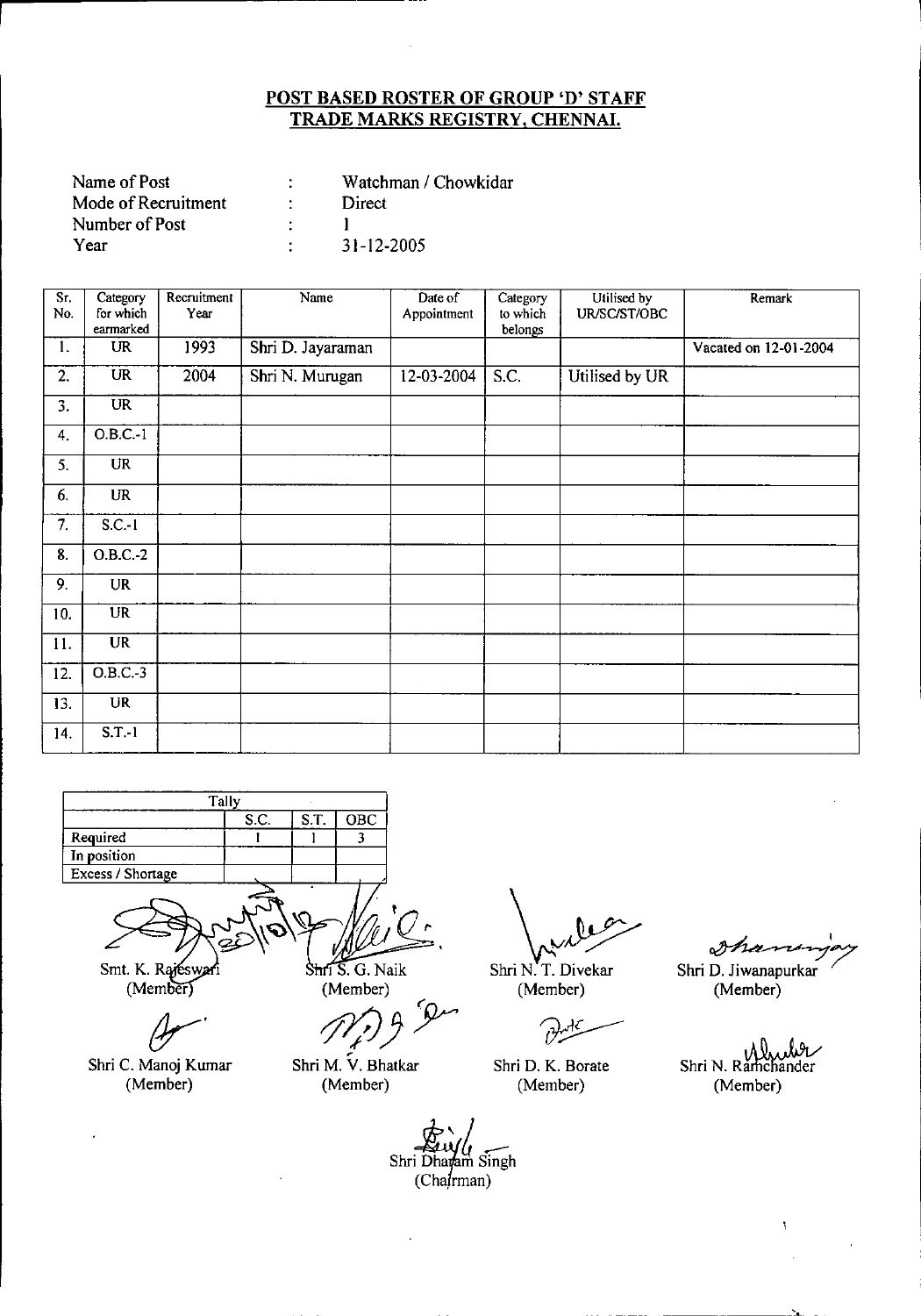**POST BASED ROSTER OF GROUP 'D' STAFF**
**TRADE MARKS REGISTRY, CHENNAI.**

Name of Post : Watchman / Chowkidar
Mode of Recruitment : Direct
Number of Post : 1
Year : 31-12-2005

| Sr. No. | Category for which earmarked | Recruitment Year | Name | Date of Appointment | Category to which belongs | Utilised by UR/SC/ST/OBC | Remark |
|---|---|---|---|---|---|---|---|
| 1. | UR | 1993 | Shri D. Jayaraman | | | | Vacated on 12-01-2004 |
| 2. | UR | 2004 | Shri N. Murugan | 12-03-2004 | S.C. | Utilised by UR | |
| 3. | UR | | | | | | |
| 4. | O.B.C.-1 | | | | | | |
| 5. | UR | | | | | | |
| 6. | UR | | | | | | |
| 7. | S.C.-1 | | | | | | |
| 8. | O.B.C.-2 | | | | | | |
| 9. | UR | | | | | | |
| 10. | UR | | | | | | |
| 11. | UR | | | | | | |
| 12. | O.B.C.-3 | | | | | | |
| 13. | UR | | | | | | |
| 14. | S.T.-1 | | | | | | |

| Tally | S.C. | S.T. | OBC |
|---|---|---|---|
| Required | 1 | 1 | 3 |
| In position | | | |
| Excess / Shortage | | | |

Smt. K. Rajeswari (Member) — Shri S. G. Naik (Member) — Shri N. T. Divekar (Member) — Shri D. Jiwanapurkar (Member)

Shri C. Manoj Kumar (Member) — Shri M. V. Bhatkar (Member) — Shri D. K. Borate (Member) — Shri N. Ramchander (Member)

Shri Dharam Singh (Chairman)